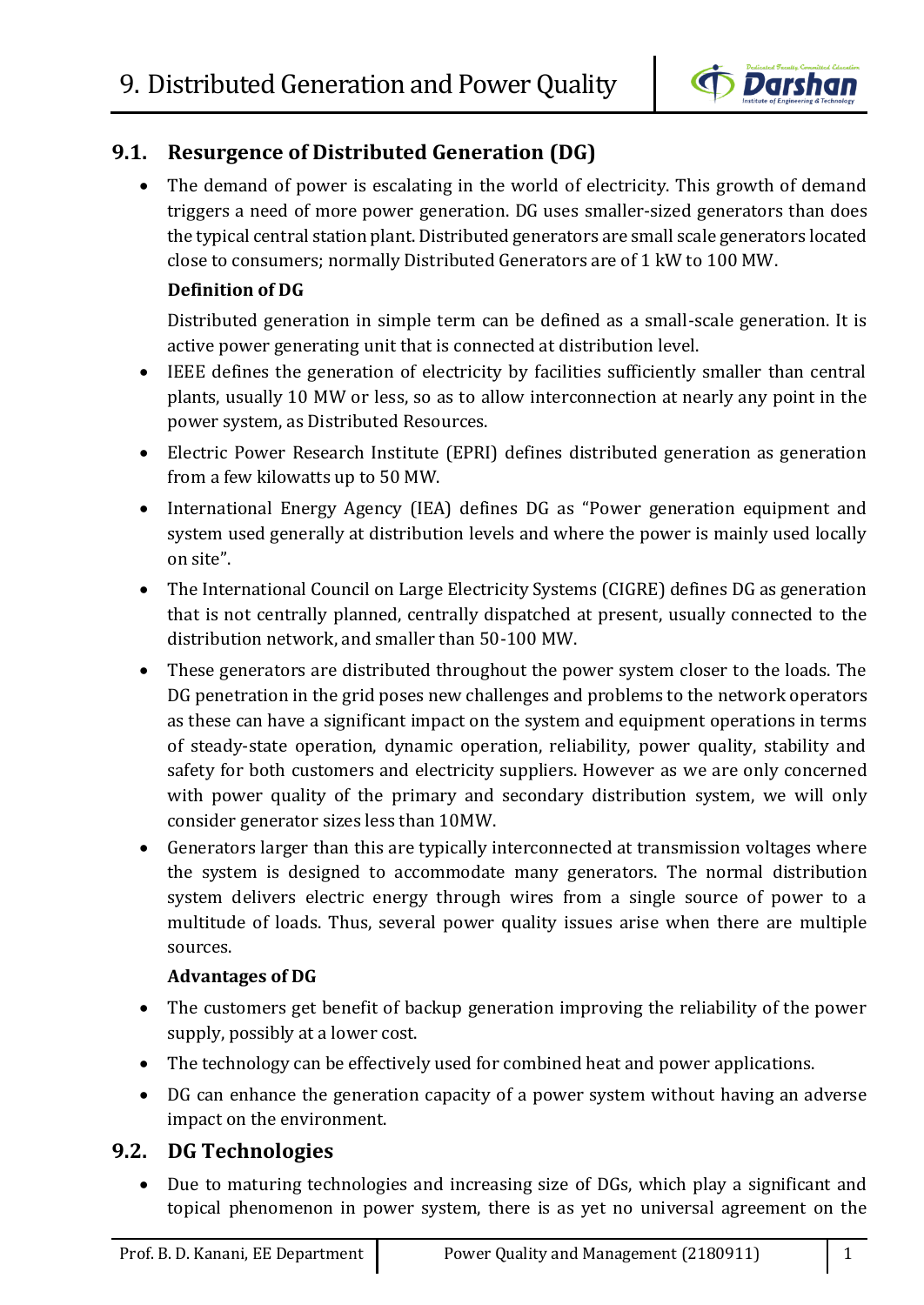# 9. Distributed Generation and Power Quality

## 9.1. Resurgence of Distributed Generation (DG)

- The demand of power is escalating in the world of electricity. This growth of demand triggers a need of more power generation. DG uses smaller-sized generators than does the typical central station plant. Distributed generators are small scale generators located close to consumers; normally Distributed Generators are of 1 kW to 100 MW.

  **Definition of DG**

  Distributed generation in simple term can be defined as a small-scale generation. It is active power generating unit that is connected at distribution level.

- IEEE defines the generation of electricity by facilities sufficiently smaller than central plants, usually 10 MW or less, so as to allow interconnection at nearly any point in the power system, as Distributed Resources.
- Electric Power Research Institute (EPRI) defines distributed generation as generation from a few kilowatts up to 50 MW.
- International Energy Agency (IEA) defines DG as "Power generation equipment and system used generally at distribution levels and where the power is mainly used locally on site".
- The International Council on Large Electricity Systems (CIGRE) defines DG as generation that is not centrally planned, centrally dispatched at present, usually connected to the distribution network, and smaller than 50-100 MW.
- These generators are distributed throughout the power system closer to the loads. The DG penetration in the grid poses new challenges and problems to the network operators as these can have a significant impact on the system and equipment operations in terms of steady-state operation, dynamic operation, reliability, power quality, stability and safety for both customers and electricity suppliers. However as we are only concerned with power quality of the primary and secondary distribution system, we will only consider generator sizes less than 10MW.
- Generators larger than this are typically interconnected at transmission voltages where the system is designed to accommodate many generators. The normal distribution system delivers electric energy through wires from a single source of power to a multitude of loads. Thus, several power quality issues arise when there are multiple sources.

  **Advantages of DG**

- The customers get benefit of backup generation improving the reliability of the power supply, possibly at a lower cost.
- The technology can be effectively used for combined heat and power applications.
- DG can enhance the generation capacity of a power system without having an adverse impact on the environment.

## 9.2. DG Technologies

- Due to maturing technologies and increasing size of DGs, which play a significant and topical phenomenon in power system, there is as yet no universal agreement on the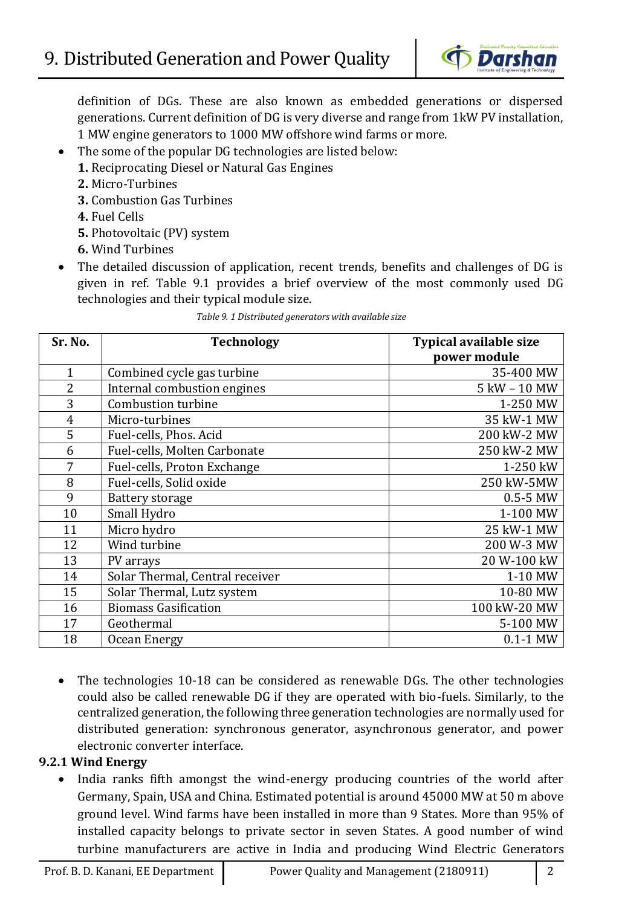definition of DGs. These are also known as embedded generations or dispersed generations. Current definition of DG is very diverse and range from 1kW PV installation, 1 MW engine generators to 1000 MW offshore wind farms or more.

- The some of the popular DG technologies are listed below:
  **1.** Reciprocating Diesel or Natural Gas Engines
  **2.** Micro-Turbines
  **3.** Combustion Gas Turbines
  **4.** Fuel Cells
  **5.** Photovoltaic (PV) system
  **6.** Wind Turbines
- The detailed discussion of application, recent trends, benefits and challenges of DG is given in ref. Table 9.1 provides a brief overview of the most commonly used DG technologies and their typical module size.

*Table 9. 1 Distributed generators with available size*

| Sr. No. | Technology | Typical available size power module |
|---|---|---|
| 1 | Combined cycle gas turbine | 35-400 MW |
| 2 | Internal combustion engines | 5 kW – 10 MW |
| 3 | Combustion turbine | 1-250 MW |
| 4 | Micro-turbines | 35 kW-1 MW |
| 5 | Fuel-cells, Phos. Acid | 200 kW-2 MW |
| 6 | Fuel-cells, Molten Carbonate | 250 kW-2 MW |
| 7 | Fuel-cells, Proton Exchange | 1-250 kW |
| 8 | Fuel-cells, Solid oxide | 250 kW-5MW |
| 9 | Battery storage | 0.5-5 MW |
| 10 | Small Hydro | 1-100 MW |
| 11 | Micro hydro | 25 kW-1 MW |
| 12 | Wind turbine | 200 W-3 MW |
| 13 | PV arrays | 20 W-100 kW |
| 14 | Solar Thermal, Central receiver | 1-10 MW |
| 15 | Solar Thermal, Lutz system | 10-80 MW |
| 16 | Biomass Gasification | 100 kW-20 MW |
| 17 | Geothermal | 5-100 MW |
| 18 | Ocean Energy | 0.1-1 MW |

- The technologies 10-18 can be considered as renewable DGs. The other technologies could also be called renewable DG if they are operated with bio-fuels. Similarly, to the centralized generation, the following three generation technologies are normally used for distributed generation: synchronous generator, asynchronous generator, and power electronic converter interface.

### 9.2.1 Wind Energy

- India ranks fifth amongst the wind-energy producing countries of the world after Germany, Spain, USA and China. Estimated potential is around 45000 MW at 50 m above ground level. Wind farms have been installed in more than 9 States. More than 95% of installed capacity belongs to private sector in seven States. A good number of wind turbine manufacturers are active in India and producing Wind Electric Generators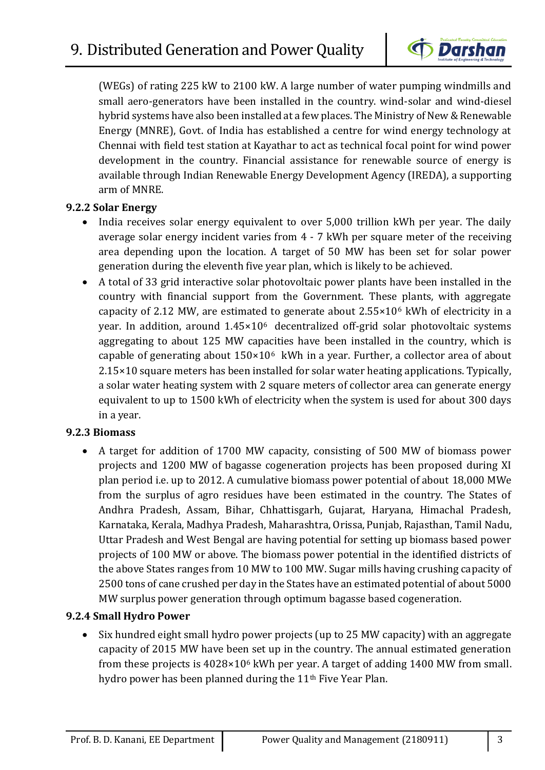(WEGs) of rating 225 kW to 2100 kW. A large number of water pumping windmills and small aero-generators have been installed in the country. wind-solar and wind-diesel hybrid systems have also been installed at a few places. The Ministry of New & Renewable Energy (MNRE), Govt. of India has established a centre for wind energy technology at Chennai with field test station at Kayathar to act as technical focal point for wind power development in the country. Financial assistance for renewable source of energy is available through Indian Renewable Energy Development Agency (IREDA), a supporting arm of MNRE.

### 9.2.2 Solar Energy

- India receives solar energy equivalent to over 5,000 trillion kWh per year. The daily average solar energy incident varies from 4 - 7 kWh per square meter of the receiving area depending upon the location. A target of 50 MW has been set for solar power generation during the eleventh five year plan, which is likely to be achieved.
- A total of 33 grid interactive solar photovoltaic power plants have been installed in the country with financial support from the Government. These plants, with aggregate capacity of 2.12 MW, are estimated to generate about $2.55\times10^{6}$ kWh of electricity in a year. In addition, around $1.45\times10^{6}$ decentralized off-grid solar photovoltaic systems aggregating to about 125 MW capacities have been installed in the country, which is capable of generating about $150\times10^{6}$ kWh in a year. Further, a collector area of about 2.15×10 square meters has been installed for solar water heating applications. Typically, a solar water heating system with 2 square meters of collector area can generate energy equivalent to up to 1500 kWh of electricity when the system is used for about 300 days in a year.

### 9.2.3 Biomass

- A target for addition of 1700 MW capacity, consisting of 500 MW of biomass power projects and 1200 MW of bagasse cogeneration projects has been proposed during XI plan period i.e. up to 2012. A cumulative biomass power potential of about 18,000 MWe from the surplus of agro residues have been estimated in the country. The States of Andhra Pradesh, Assam, Bihar, Chhattisgarh, Gujarat, Haryana, Himachal Pradesh, Karnataka, Kerala, Madhya Pradesh, Maharashtra, Orissa, Punjab, Rajasthan, Tamil Nadu, Uttar Pradesh and West Bengal are having potential for setting up biomass based power projects of 100 MW or above. The biomass power potential in the identified districts of the above States ranges from 10 MW to 100 MW. Sugar mills having crushing capacity of 2500 tons of cane crushed per day in the States have an estimated potential of about 5000 MW surplus power generation through optimum bagasse based cogeneration.

### 9.2.4 Small Hydro Power

- Six hundred eight small hydro power projects (up to 25 MW capacity) with an aggregate capacity of 2015 MW have been set up in the country. The annual estimated generation from these projects is $4028\times10^{6}$ kWh per year. A target of adding 1400 MW from small. hydro power has been planned during the $11^{th}$ Five Year Plan.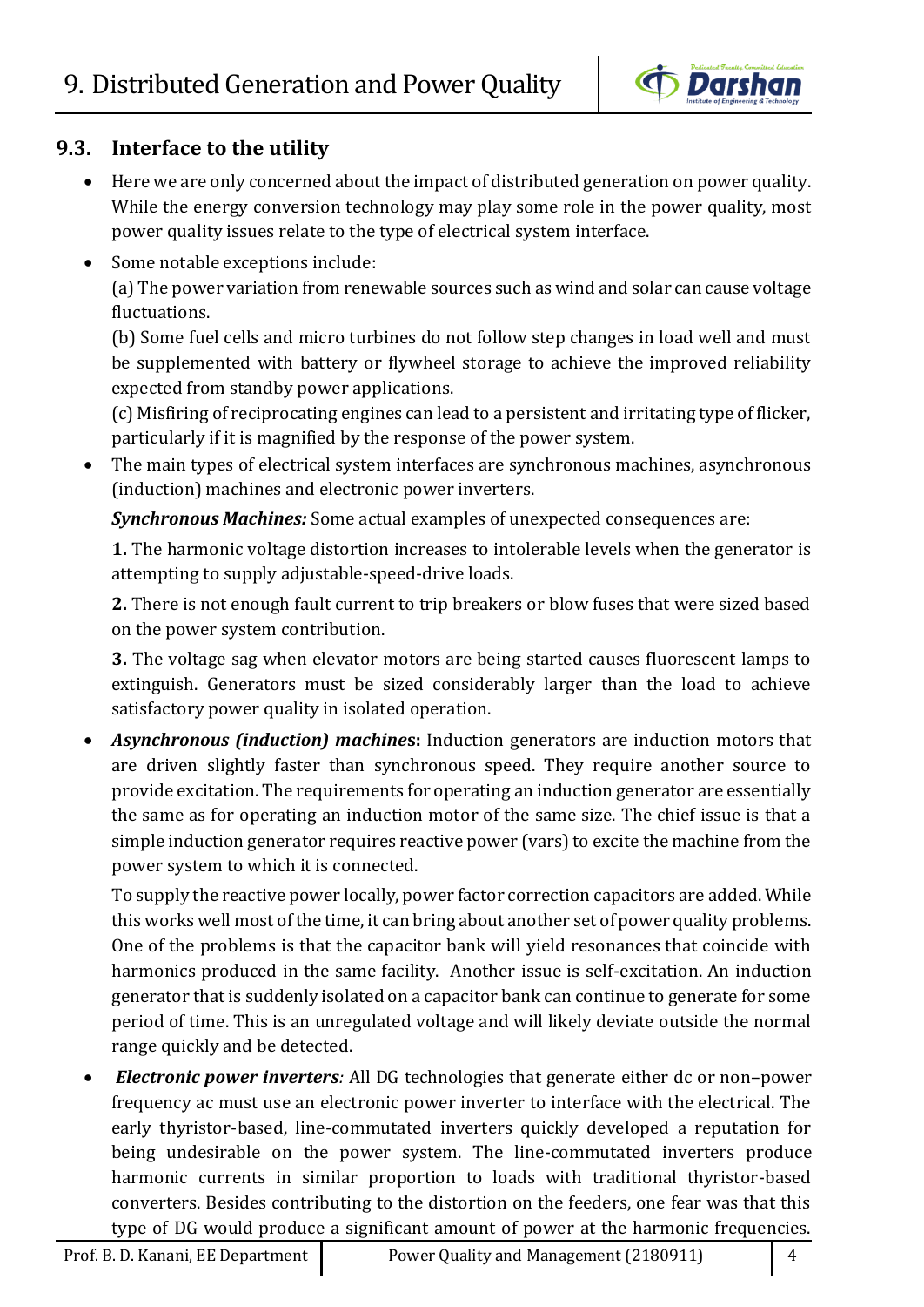## 9.3. Interface to the utility

- Here we are only concerned about the impact of distributed generation on power quality. While the energy conversion technology may play some role in the power quality, most power quality issues relate to the type of electrical system interface.
- Some notable exceptions include:
  (a) The power variation from renewable sources such as wind and solar can cause voltage fluctuations.
  (b) Some fuel cells and micro turbines do not follow step changes in load well and must be supplemented with battery or flywheel storage to achieve the improved reliability expected from standby power applications.
  (c) Misfiring of reciprocating engines can lead to a persistent and irritating type of flicker, particularly if it is magnified by the response of the power system.
- The main types of electrical system interfaces are synchronous machines, asynchronous (induction) machines and electronic power inverters.

  ***Synchronous Machines:*** Some actual examples of unexpected consequences are:

  **1.** The harmonic voltage distortion increases to intolerable levels when the generator is attempting to supply adjustable-speed-drive loads.

  **2.** There is not enough fault current to trip breakers or blow fuses that were sized based on the power system contribution.

  **3.** The voltage sag when elevator motors are being started causes fluorescent lamps to extinguish. Generators must be sized considerably larger than the load to achieve satisfactory power quality in isolated operation.

- ***Asynchronous (induction) machines*:** Induction generators are induction motors that are driven slightly faster than synchronous speed. They require another source to provide excitation. The requirements for operating an induction generator are essentially the same as for operating an induction motor of the same size. The chief issue is that a simple induction generator requires reactive power (vars) to excite the machine from the power system to which it is connected.

  To supply the reactive power locally, power factor correction capacitors are added. While this works well most of the time, it can bring about another set of power quality problems. One of the problems is that the capacitor bank will yield resonances that coincide with harmonics produced in the same facility. Another issue is self-excitation. An induction generator that is suddenly isolated on a capacitor bank can continue to generate for some period of time. This is an unregulated voltage and will likely deviate outside the normal range quickly and be detected.

- ***Electronic power inverters**:* All DG technologies that generate either dc or non–power frequency ac must use an electronic power inverter to interface with the electrical. The early thyristor-based, line-commutated inverters quickly developed a reputation for being undesirable on the power system. The line-commutated inverters produce harmonic currents in similar proportion to loads with traditional thyristor-based converters. Besides contributing to the distortion on the feeders, one fear was that this type of DG would produce a significant amount of power at the harmonic frequencies.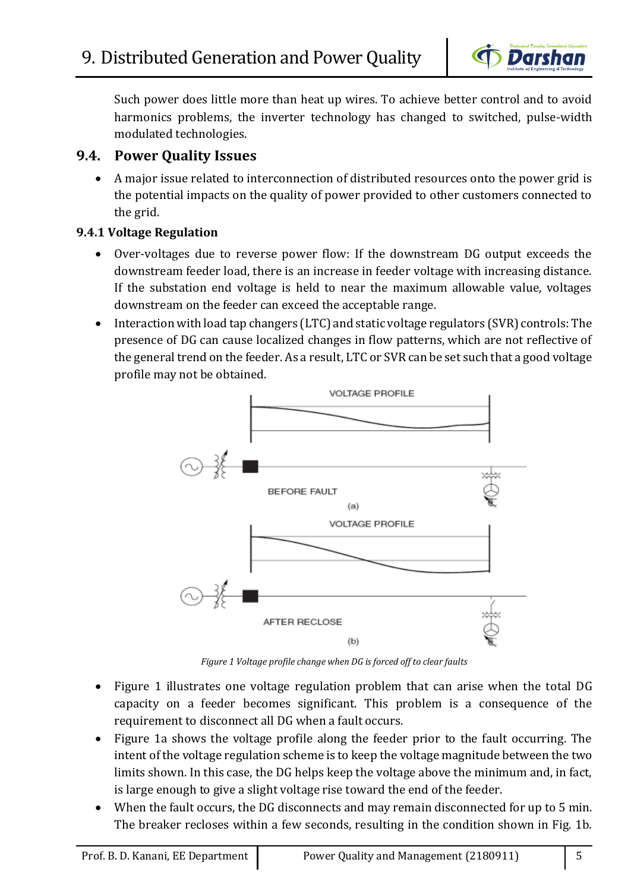Such power does little more than heat up wires. To achieve better control and to avoid harmonics problems, the inverter technology has changed to switched, pulse-width modulated technologies.

## 9.4. Power Quality Issues

- A major issue related to interconnection of distributed resources onto the power grid is the potential impacts on the quality of power provided to other customers connected to the grid.

### 9.4.1 Voltage Regulation

- Over-voltages due to reverse power flow: If the downstream DG output exceeds the downstream feeder load, there is an increase in feeder voltage with increasing distance. If the substation end voltage is held to near the maximum allowable value, voltages downstream on the feeder can exceed the acceptable range.
- Interaction with load tap changers (LTC) and static voltage regulators (SVR) controls: The presence of DG can cause localized changes in flow patterns, which are not reflective of the general trend on the feeder. As a result, LTC or SVR can be set such that a good voltage profile may not be obtained.

VOLTAGE PROFILE

BEFORE FAULT

(a)

VOLTAGE PROFILE

AFTER RECLOSE

(b)

*Figure 1 Voltage profile change when DG is forced off to clear faults*

- Figure 1 illustrates one voltage regulation problem that can arise when the total DG capacity on a feeder becomes significant. This problem is a consequence of the requirement to disconnect all DG when a fault occurs.
- Figure 1a shows the voltage profile along the feeder prior to the fault occurring. The intent of the voltage regulation scheme is to keep the voltage magnitude between the two limits shown. In this case, the DG helps keep the voltage above the minimum and, in fact, is large enough to give a slight voltage rise toward the end of the feeder.
- When the fault occurs, the DG disconnects and may remain disconnected for up to 5 min. The breaker recloses within a few seconds, resulting in the condition shown in Fig. 1b.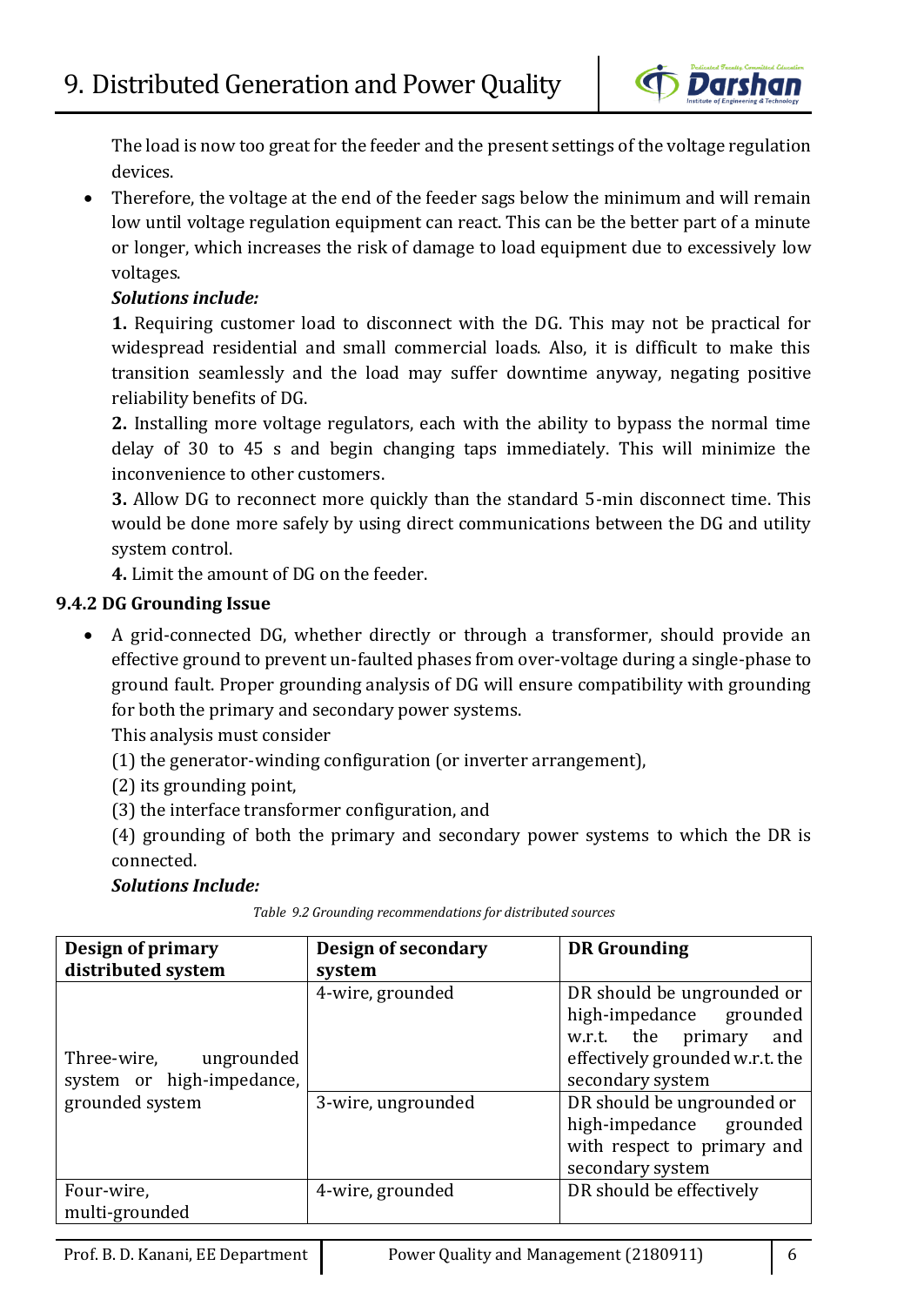The load is now too great for the feeder and the present settings of the voltage regulation devices.

- Therefore, the voltage at the end of the feeder sags below the minimum and will remain low until voltage regulation equipment can react. This can be the better part of a minute or longer, which increases the risk of damage to load equipment due to excessively low voltages.

  ***Solutions include:***

  **1.** Requiring customer load to disconnect with the DG. This may not be practical for widespread residential and small commercial loads. Also, it is difficult to make this transition seamlessly and the load may suffer downtime anyway, negating positive reliability benefits of DG.

  **2.** Installing more voltage regulators, each with the ability to bypass the normal time delay of 30 to 45 s and begin changing taps immediately. This will minimize the inconvenience to other customers.

  **3.** Allow DG to reconnect more quickly than the standard 5-min disconnect time. This would be done more safely by using direct communications between the DG and utility system control.

  **4.** Limit the amount of DG on the feeder.

### 9.4.2 DG Grounding Issue

- A grid-connected DG, whether directly or through a transformer, should provide an effective ground to prevent un-faulted phases from over-voltage during a single-phase to ground fault. Proper grounding analysis of DG will ensure compatibility with grounding for both the primary and secondary power systems.

  This analysis must consider

  (1) the generator-winding configuration (or inverter arrangement),

  (2) its grounding point,

  (3) the interface transformer configuration, and

  (4) grounding of both the primary and secondary power systems to which the DR is connected.

  ***Solutions Include:***

*Table 9.2 Grounding recommendations for distributed sources*

| Design of primary distributed system | Design of secondary system | DR Grounding |
|---|---|---|
| Three-wire, ungrounded system or high-impedance, grounded system | 4-wire, grounded | DR should be ungrounded or high-impedance grounded w.r.t. the primary and effectively grounded w.r.t. the secondary system |
| | 3-wire, ungrounded | DR should be ungrounded or high-impedance grounded with respect to primary and secondary system |
| Four-wire, multi-grounded | 4-wire, grounded | DR should be effectively |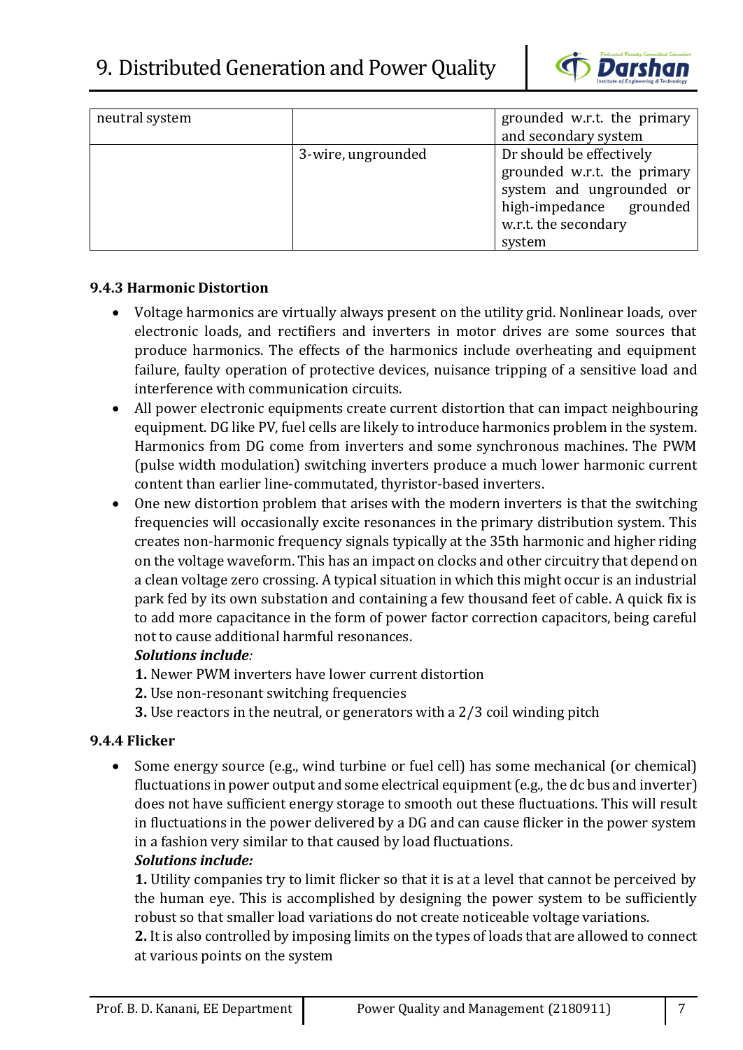| neutral system | | grounded w.r.t. the primary and secondary system |
|---|---|---|
| | 3-wire, ungrounded | Dr should be effectively grounded w.r.t. the primary system and ungrounded or high-impedance grounded w.r.t. the secondary system |

### 9.4.3 Harmonic Distortion

- Voltage harmonics are virtually always present on the utility grid. Nonlinear loads, over electronic loads, and rectifiers and inverters in motor drives are some sources that produce harmonics. The effects of the harmonics include overheating and equipment failure, faulty operation of protective devices, nuisance tripping of a sensitive load and interference with communication circuits.
- All power electronic equipments create current distortion that can impact neighbouring equipment. DG like PV, fuel cells are likely to introduce harmonics problem in the system. Harmonics from DG come from inverters and some synchronous machines. The PWM (pulse width modulation) switching inverters produce a much lower harmonic current content than earlier line-commutated, thyristor-based inverters.
- One new distortion problem that arises with the modern inverters is that the switching frequencies will occasionally excite resonances in the primary distribution system. This creates non-harmonic frequency signals typically at the 35th harmonic and higher riding on the voltage waveform. This has an impact on clocks and other circuitry that depend on a clean voltage zero crossing. A typical situation in which this might occur is an industrial park fed by its own substation and containing a few thousand feet of cable. A quick fix is to add more capacitance in the form of power factor correction capacitors, being careful not to cause additional harmful resonances.

  ***Solutions include:***

  **1.** Newer PWM inverters have lower current distortion

  **2.** Use non-resonant switching frequencies

  **3.** Use reactors in the neutral, or generators with a 2/3 coil winding pitch

### 9.4.4 Flicker

- Some energy source (e.g., wind turbine or fuel cell) has some mechanical (or chemical) fluctuations in power output and some electrical equipment (e.g., the dc bus and inverter) does not have sufficient energy storage to smooth out these fluctuations. This will result in fluctuations in the power delivered by a DG and can cause flicker in the power system in a fashion very similar to that caused by load fluctuations.

  ***Solutions include:***

  **1.** Utility companies try to limit flicker so that it is at a level that cannot be perceived by the human eye. This is accomplished by designing the power system to be sufficiently robust so that smaller load variations do not create noticeable voltage variations.

  **2.** It is also controlled by imposing limits on the types of loads that are allowed to connect at various points on the system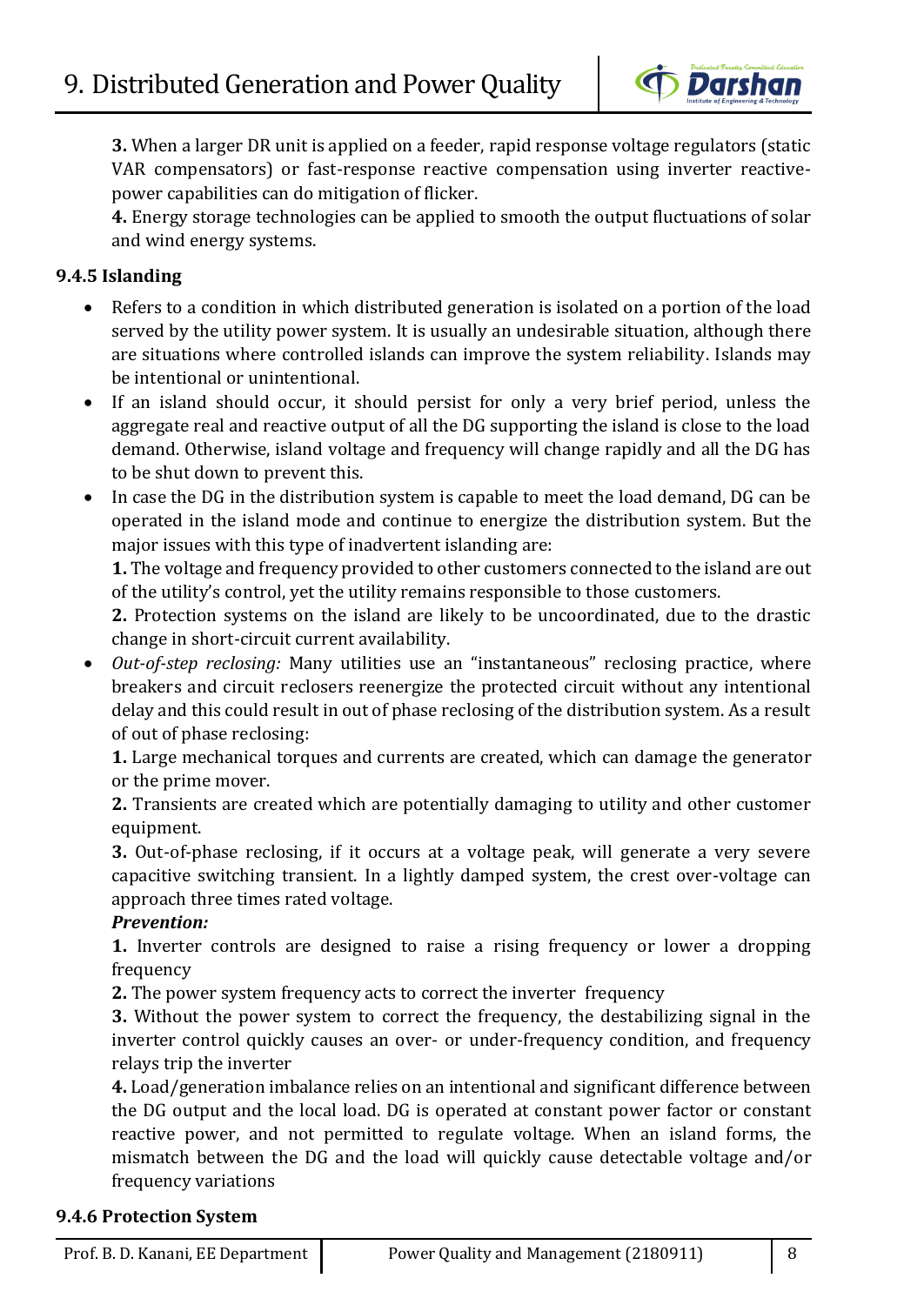**3.** When a larger DR unit is applied on a feeder, rapid response voltage regulators (static VAR compensators) or fast-response reactive compensation using inverter reactive-power capabilities can do mitigation of flicker.

**4.** Energy storage technologies can be applied to smooth the output fluctuations of solar and wind energy systems.

### 9.4.5 Islanding

- Refers to a condition in which distributed generation is isolated on a portion of the load served by the utility power system. It is usually an undesirable situation, although there are situations where controlled islands can improve the system reliability. Islands may be intentional or unintentional.
- If an island should occur, it should persist for only a very brief period, unless the aggregate real and reactive output of all the DG supporting the island is close to the load demand. Otherwise, island voltage and frequency will change rapidly and all the DG has to be shut down to prevent this.
- In case the DG in the distribution system is capable to meet the load demand, DG can be operated in the island mode and continue to energize the distribution system. But the major issues with this type of inadvertent islanding are:

  **1.** The voltage and frequency provided to other customers connected to the island are out of the utility's control, yet the utility remains responsible to those customers.

  **2.** Protection systems on the island are likely to be uncoordinated, due to the drastic change in short-circuit current availability.
- *Out-of-step reclosing:* Many utilities use an "instantaneous" reclosing practice, where breakers and circuit reclosers reenergize the protected circuit without any intentional delay and this could result in out of phase reclosing of the distribution system. As a result of out of phase reclosing:

  **1.** Large mechanical torques and currents are created, which can damage the generator or the prime mover.

  **2.** Transients are created which are potentially damaging to utility and other customer equipment.

  **3.** Out-of-phase reclosing, if it occurs at a voltage peak, will generate a very severe capacitive switching transient. In a lightly damped system, the crest over-voltage can approach three times rated voltage.

  ***Prevention:***

  **1.** Inverter controls are designed to raise a rising frequency or lower a dropping frequency

  **2.** The power system frequency acts to correct the inverter frequency

  **3.** Without the power system to correct the frequency, the destabilizing signal in the inverter control quickly causes an over- or under-frequency condition, and frequency relays trip the inverter

  **4.** Load/generation imbalance relies on an intentional and significant difference between the DG output and the local load. DG is operated at constant power factor or constant reactive power, and not permitted to regulate voltage. When an island forms, the mismatch between the DG and the load will quickly cause detectable voltage and/or frequency variations

### 9.4.6 Protection System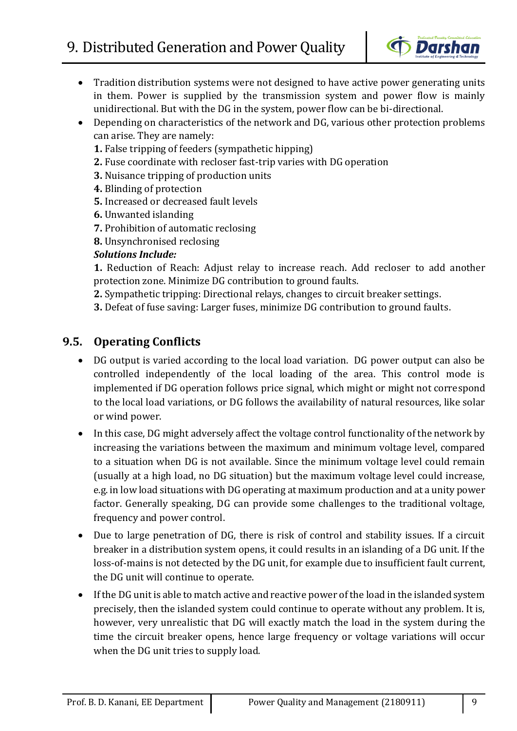- Tradition distribution systems were not designed to have active power generating units in them. Power is supplied by the transmission system and power flow is mainly unidirectional. But with the DG in the system, power flow can be bi-directional.
- Depending on characteristics of the network and DG, various other protection problems can arise. They are namely:

  **1.** False tripping of feeders (sympathetic hipping)
  **2.** Fuse coordinate with recloser fast-trip varies with DG operation
  **3.** Nuisance tripping of production units
  **4.** Blinding of protection
  **5.** Increased or decreased fault levels
  **6.** Unwanted islanding
  **7.** Prohibition of automatic reclosing
  **8.** Unsynchronised reclosing

  ***Solutions Include:***

  **1.** Reduction of Reach: Adjust relay to increase reach. Add recloser to add another protection zone. Minimize DG contribution to ground faults.
  **2.** Sympathetic tripping: Directional relays, changes to circuit breaker settings.
  **3.** Defeat of fuse saving: Larger fuses, minimize DG contribution to ground faults.

## 9.5. Operating Conflicts

- DG output is varied according to the local load variation. DG power output can also be controlled independently of the local loading of the area. This control mode is implemented if DG operation follows price signal, which might or might not correspond to the local load variations, or DG follows the availability of natural resources, like solar or wind power.
- In this case, DG might adversely affect the voltage control functionality of the network by increasing the variations between the maximum and minimum voltage level, compared to a situation when DG is not available. Since the minimum voltage level could remain (usually at a high load, no DG situation) but the maximum voltage level could increase, e.g. in low load situations with DG operating at maximum production and at a unity power factor. Generally speaking, DG can provide some challenges to the traditional voltage, frequency and power control.
- Due to large penetration of DG, there is risk of control and stability issues. If a circuit breaker in a distribution system opens, it could results in an islanding of a DG unit. If the loss-of-mains is not detected by the DG unit, for example due to insufficient fault current, the DG unit will continue to operate.
- If the DG unit is able to match active and reactive power of the load in the islanded system precisely, then the islanded system could continue to operate without any problem. It is, however, very unrealistic that DG will exactly match the load in the system during the time the circuit breaker opens, hence large frequency or voltage variations will occur when the DG unit tries to supply load.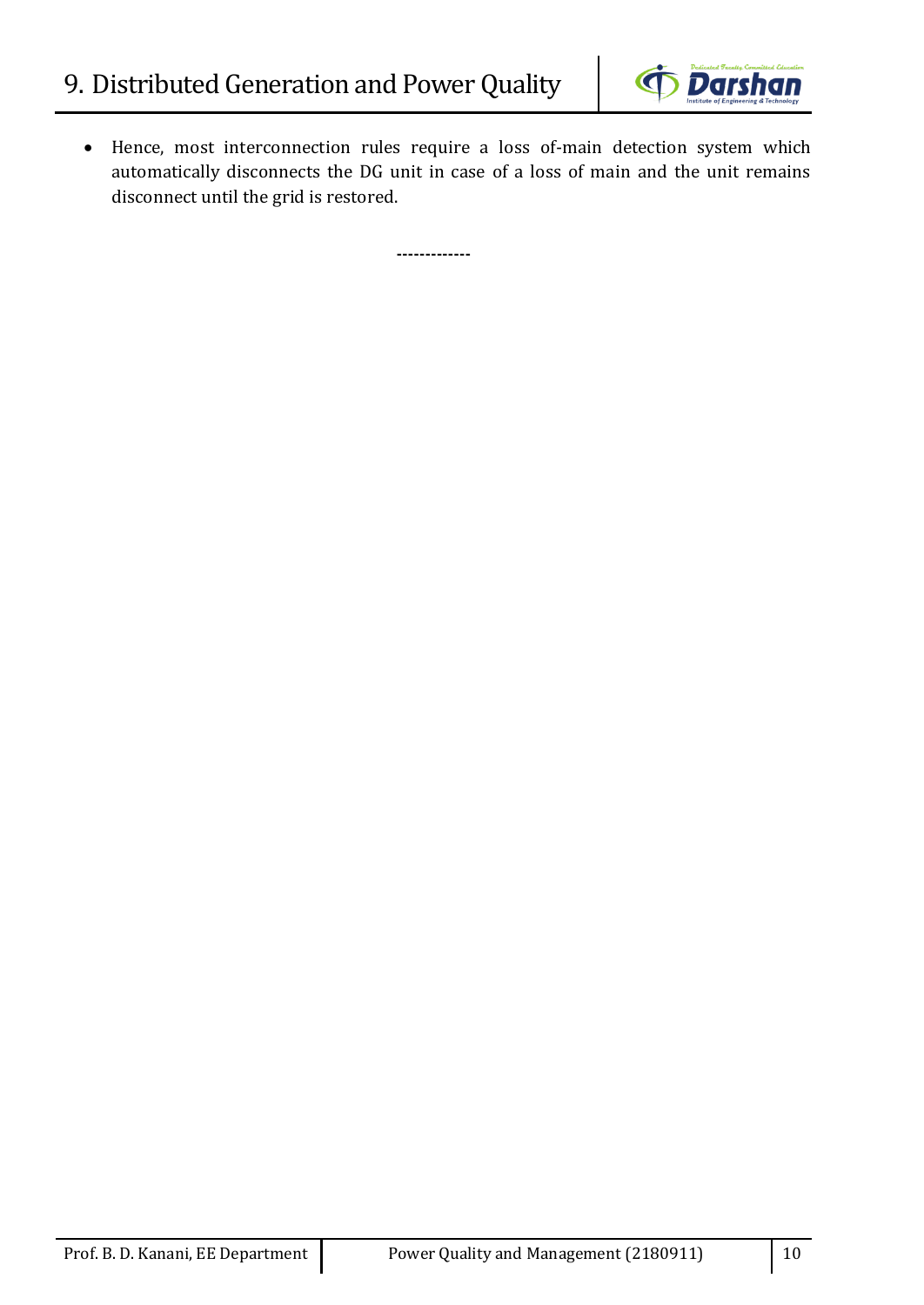- Hence, most interconnection rules require a loss of-main detection system which automatically disconnects the DG unit in case of a loss of main and the unit remains disconnect until the grid is restored.

-------------